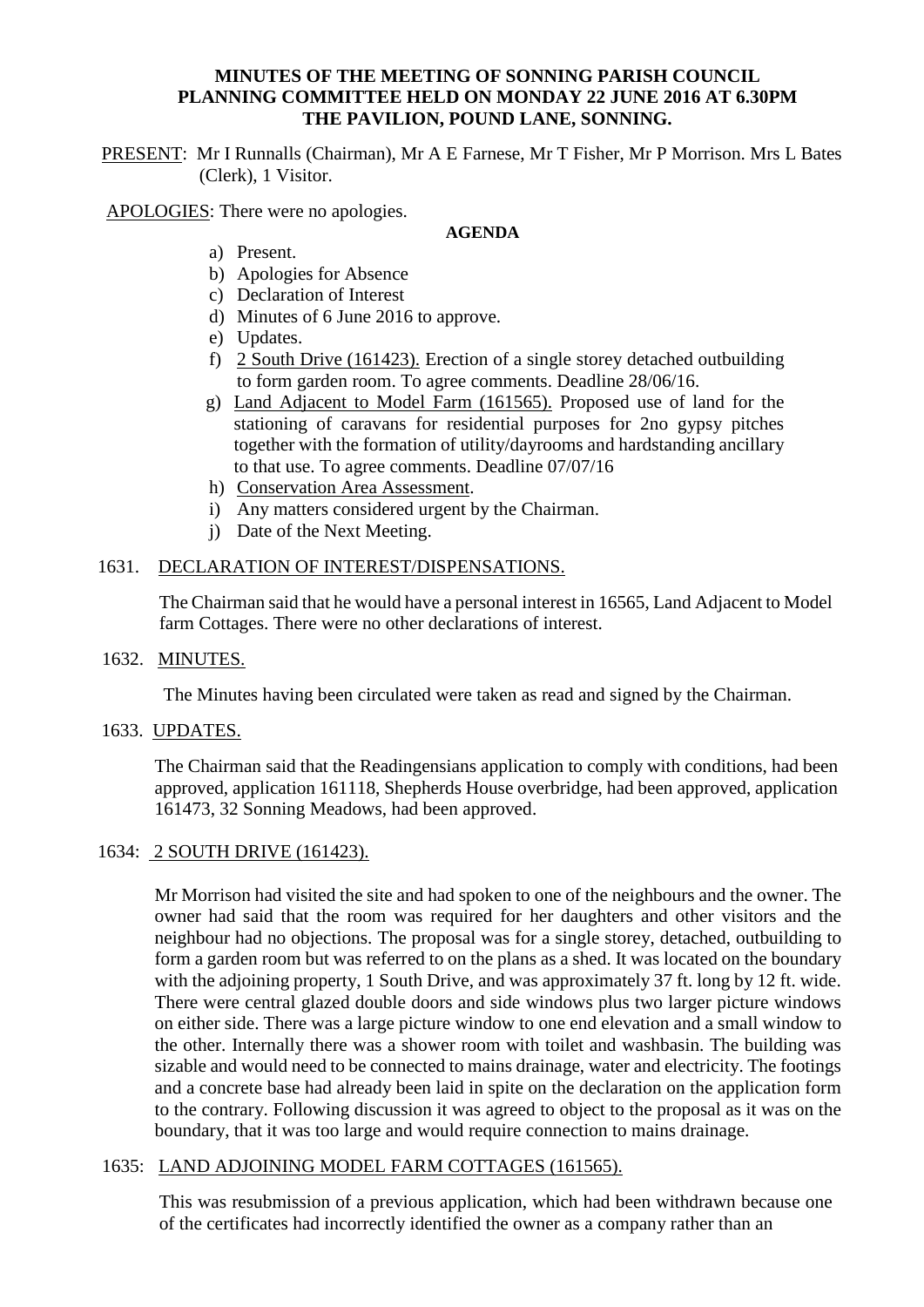**MINUTES OF THE MEETING OF SONNING PARISH COUNCIL PLANNING COMMITTEE HELD ON MONDAY 22 JUNE 2016 AT 6.30PM THE PAVILION, POUND LANE, SONNING.**

PRESENT: Mr I Runnalls (Chairman), Mr A E Farnese, Mr T Fisher, Mr P Morrison. Mrs L Bates (Clerk), 1 Visitor.

APOLOGIES: There were no apologies.

**AGENDA**

a) Present.
b) Apologies for Absence
c) Declaration of Interest
d) Minutes of 6 June 2016 to approve.
e) Updates.
f) 2 South Drive (161423). Erection of a single storey detached outbuilding to form garden room. To agree comments. Deadline 28/06/16.
g) Land Adjacent to Model Farm (161565). Proposed use of land for the stationing of caravans for residential purposes for 2no gypsy pitches together with the formation of utility/dayrooms and hardstanding ancillary to that use. To agree comments. Deadline 07/07/16
h) Conservation Area Assessment.
i) Any matters considered urgent by the Chairman.
j) Date of the Next Meeting.

1631. DECLARATION OF INTEREST/DISPENSATIONS.

The Chairman said that he would have a personal interest in 16565, Land Adjacent to Model farm Cottages. There were no other declarations of interest.

1632. MINUTES.

The Minutes having been circulated were taken as read and signed by the Chairman.

1633. UPDATES.

The Chairman said that the Readingensians application to comply with conditions, had been approved, application 161118, Shepherds House overbridge, had been approved, application 161473, 32 Sonning Meadows, had been approved.

1634: 2 SOUTH DRIVE (161423).

Mr Morrison had visited the site and had spoken to one of the neighbours and the owner. The owner had said that the room was required for her daughters and other visitors and the neighbour had no objections. The proposal was for a single storey, detached, outbuilding to form a garden room but was referred to on the plans as a shed. It was located on the boundary with the adjoining property, 1 South Drive, and was approximately 37 ft. long by 12 ft. wide. There were central glazed double doors and side windows plus two larger picture windows on either side. There was a large picture window to one end elevation and a small window to the other. Internally there was a shower room with toilet and washbasin. The building was sizable and would need to be connected to mains drainage, water and electricity. The footings and a concrete base had already been laid in spite on the declaration on the application form to the contrary. Following discussion it was agreed to object to the proposal as it was on the boundary, that it was too large and would require connection to mains drainage.

1635: LAND ADJOINING MODEL FARM COTTAGES (161565).

This was resubmission of a previous application, which had been withdrawn because one of the certificates had incorrectly identified the owner as a company rather than an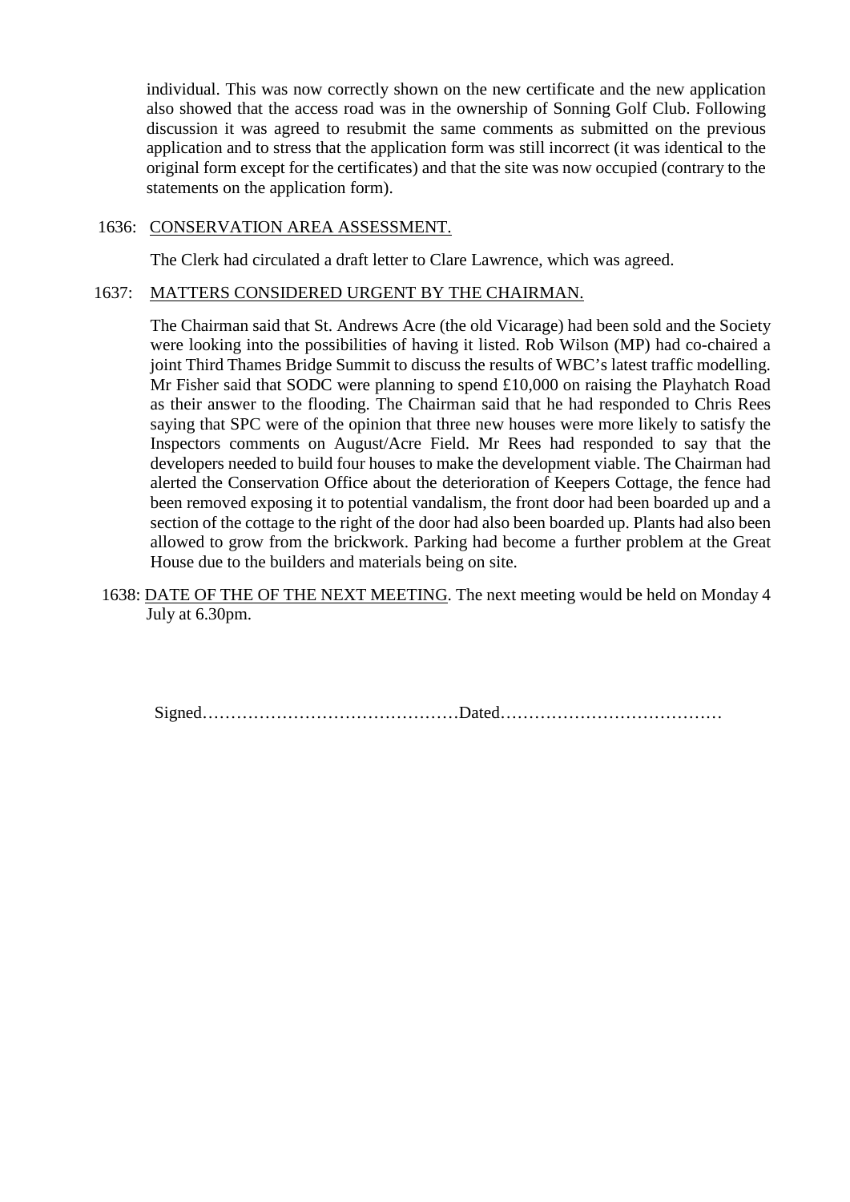individual. This was now correctly shown on the new certificate and the new application also showed that the access road was in the ownership of Sonning Golf Club. Following discussion it was agreed to resubmit the same comments as submitted on the previous application and to stress that the application form was still incorrect (it was identical to the original form except for the certificates) and that the site was now occupied (contrary to the statements on the application form).

1636: <u>CONSERVATION AREA ASSESSMENT.</u>

The Clerk had circulated a draft letter to Clare Lawrence, which was agreed.

1637: <u>MATTERS CONSIDERED URGENT BY THE CHAIRMAN.</u>

The Chairman said that St. Andrews Acre (the old Vicarage) had been sold and the Society were looking into the possibilities of having it listed. Rob Wilson (MP) had co-chaired a joint Third Thames Bridge Summit to discuss the results of WBC's latest traffic modelling. Mr Fisher said that SODC were planning to spend £10,000 on raising the Playhatch Road as their answer to the flooding. The Chairman said that he had responded to Chris Rees saying that SPC were of the opinion that three new houses were more likely to satisfy the Inspectors comments on August/Acre Field. Mr Rees had responded to say that the developers needed to build four houses to make the development viable. The Chairman had alerted the Conservation Office about the deterioration of Keepers Cottage, the fence had been removed exposing it to potential vandalism, the front door had been boarded up and a section of the cottage to the right of the door had also been boarded up. Plants had also been allowed to grow from the brickwork. Parking had become a further problem at the Great House due to the builders and materials being on site.

1638: <u>DATE OF THE OF THE NEXT MEETING</u>. The next meeting would be held on Monday 4 July at 6.30pm.

Signed………………………………………Dated…………………………………